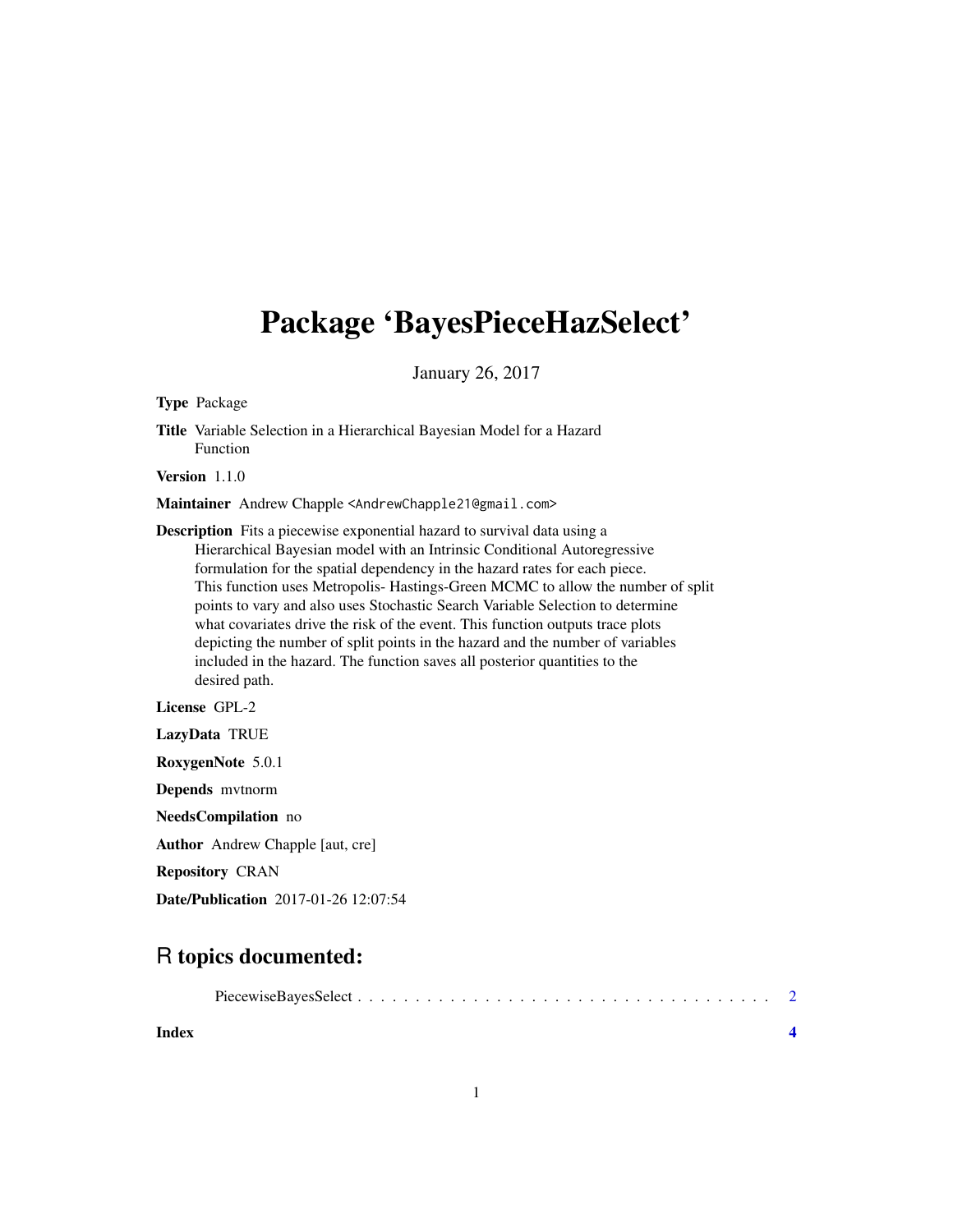# Package 'BayesPieceHazSelect'

January 26, 2017

**Type** Package

**Title** Variable Selection in a Hierarchical Bayesian Model for a Hazard Function

**Version** 1.1.0

**Maintainer** Andrew Chapple <AndrewChapple21@gmail.com>

**Description** Fits a piecewise exponential hazard to survival data using a Hierarchical Bayesian model with an Intrinsic Conditional Autoregressive formulation for the spatial dependency in the hazard rates for each piece. This function uses Metropolis- Hastings-Green MCMC to allow the number of split points to vary and also uses Stochastic Search Variable Selection to determine what covariates drive the risk of the event. This function outputs trace plots depicting the number of split points in the hazard and the number of variables included in the hazard. The function saves all posterior quantities to the desired path.

**License** GPL-2

**LazyData** TRUE

**RoxygenNote** 5.0.1

**Depends** mvtnorm

**NeedsCompilation** no

**Author** Andrew Chapple [aut, cre]

**Repository** CRAN

**Date/Publication** 2017-01-26 12:07:54

## R topics documented:

PiecewiseBayesSelect . . . . . . . . . . . . . . . . . . . . . . . . . . . . . . . . . . . . 2

**Index** **4**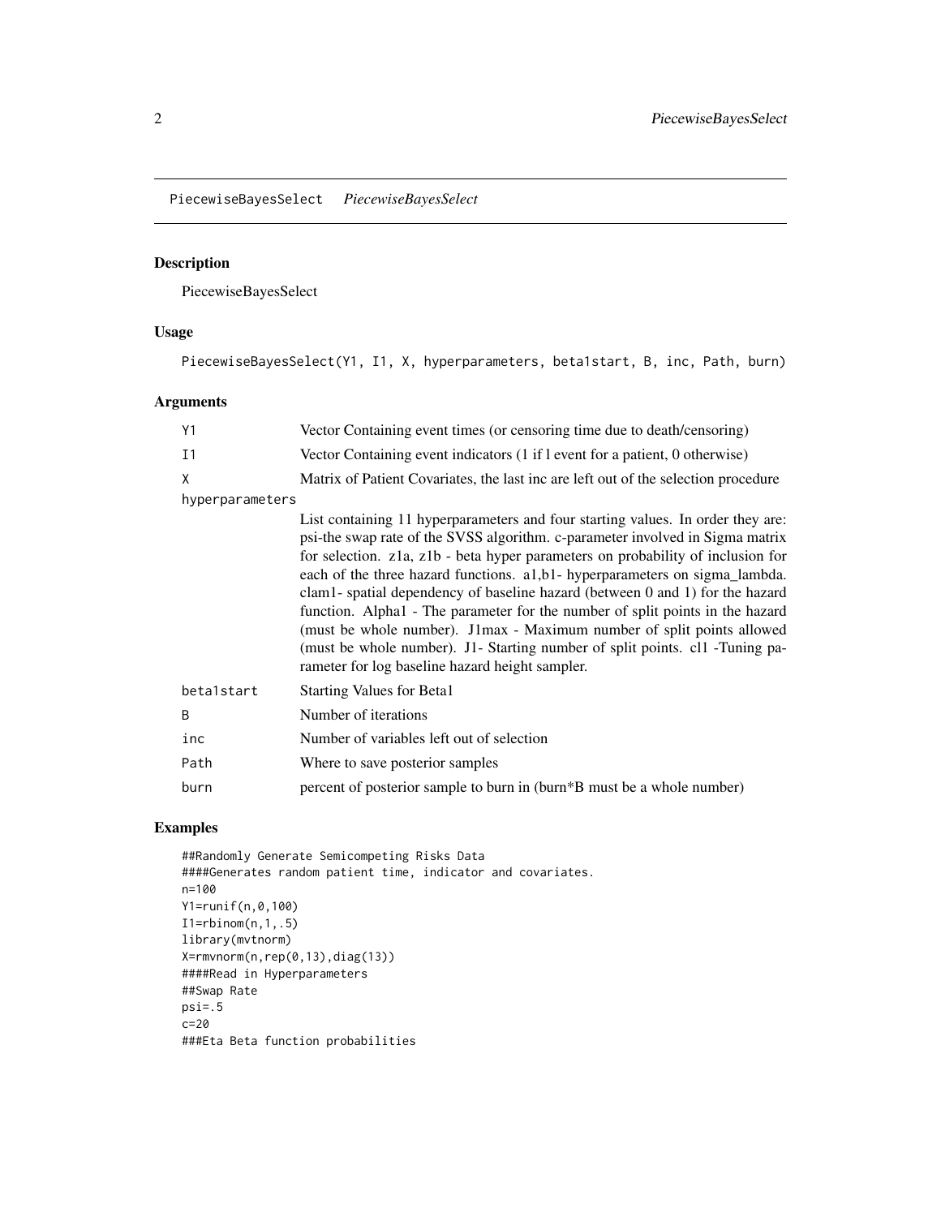# PiecewiseBayesSelect *PiecewiseBayesSelect*

## Description

PiecewiseBayesSelect

## Usage

```
PiecewiseBayesSelect(Y1, I1, X, hyperparameters, beta1start, B, inc, Path, burn)
```

## Arguments

| Argument | Description |
|---|---|
| Y1 | Vector Containing event times (or censoring time due to death/censoring) |
| I1 | Vector Containing event indicators (1 if l event for a patient, 0 otherwise) |
| X | Matrix of Patient Covariates, the last inc are left out of the selection procedure |
| hyperparameters | List containing 11 hyperparameters and four starting values. In order they are: psi-the swap rate of the SVSS algorithm. c-parameter involved in Sigma matrix for selection. z1a, z1b - beta hyper parameters on probability of inclusion for each of the three hazard functions. a1,b1- hyperparameters on sigma_lambda. clam1- spatial dependency of baseline hazard (between 0 and 1) for the hazard function. Alpha1 - The parameter for the number of split points in the hazard (must be whole number). J1max - Maximum number of split points allowed (must be whole number). J1- Starting number of split points. cl1 -Tuning parameter for log baseline hazard height sampler. |
| beta1start | Starting Values for Beta1 |
| B | Number of iterations |
| inc | Number of variables left out of selection |
| Path | Where to save posterior samples |
| burn | percent of posterior sample to burn in (burn*B must be a whole number) |

## Examples

```
##Randomly Generate Semicompeting Risks Data
####Generates random patient time, indicator and covariates.
n=100
Y1=runif(n,0,100)
I1=rbinom(n,1,.5)
library(mvtnorm)
X=rmvnorm(n,rep(0,13),diag(13))
####Read in Hyperparameters
##Swap Rate
psi=.5
c=20
###Eta Beta function probabilities
```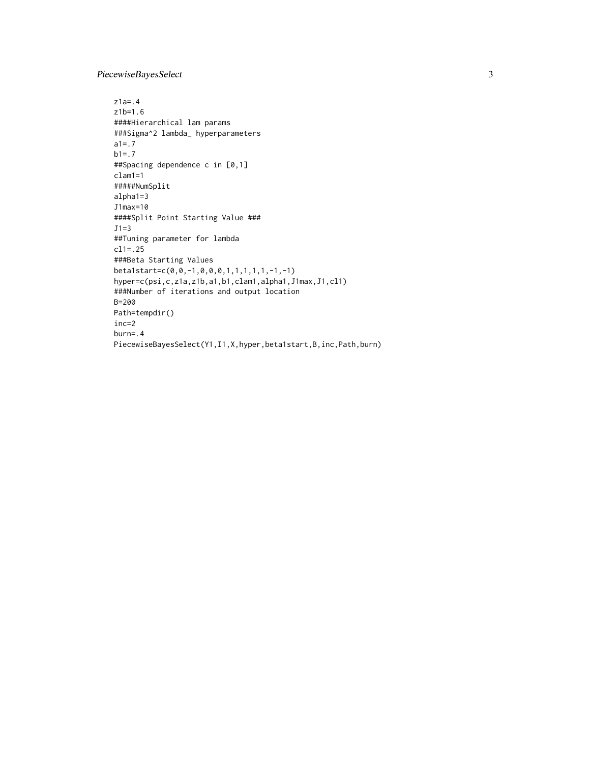```
z1a=.4
z1b=1.6
####Hierarchical lam params
###Sigma^2 lambda_ hyperparameters
a1=.7
b1=.7
##Spacing dependence c in [0,1]
clam1=1
#####NumSplit
alpha1=3
J1max=10
####Split Point Starting Value ###
J1=3
##Tuning parameter for lambda
cl1=.25
###Beta Starting Values
beta1start=c(0,0,-1,0,0,0,1,1,1,1,1,-1,-1)
hyper=c(psi,c,z1a,z1b,a1,b1,clam1,alpha1,J1max,J1,cl1)
###Number of iterations and output location
B=200
Path=tempdir()
inc=2
burn=.4
PiecewiseBayesSelect(Y1,I1,X,hyper,beta1start,B,inc,Path,burn)
```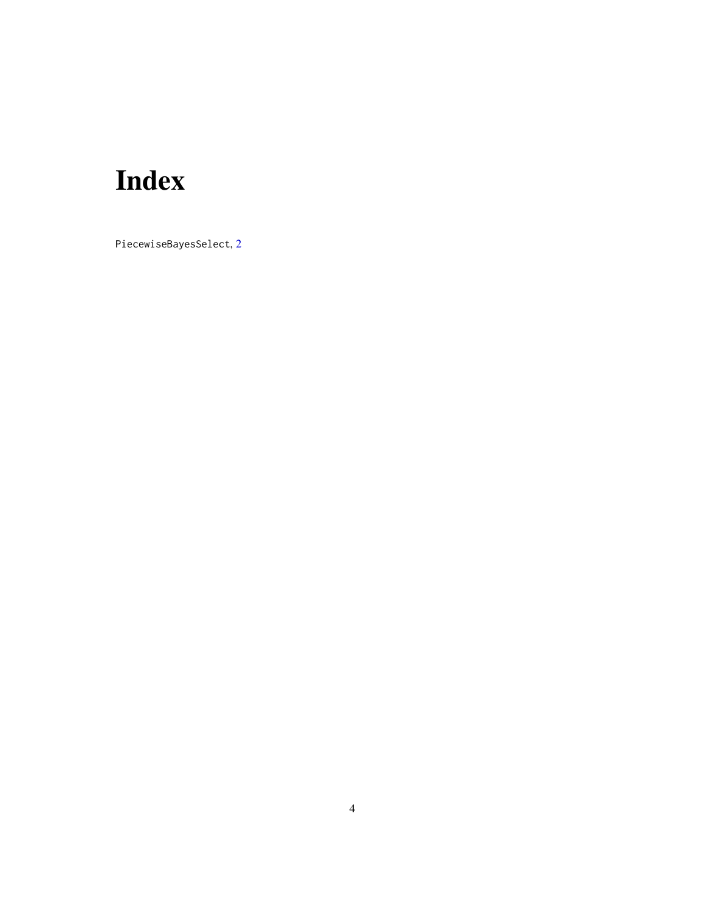# Index

PiecewiseBayesSelect, 2